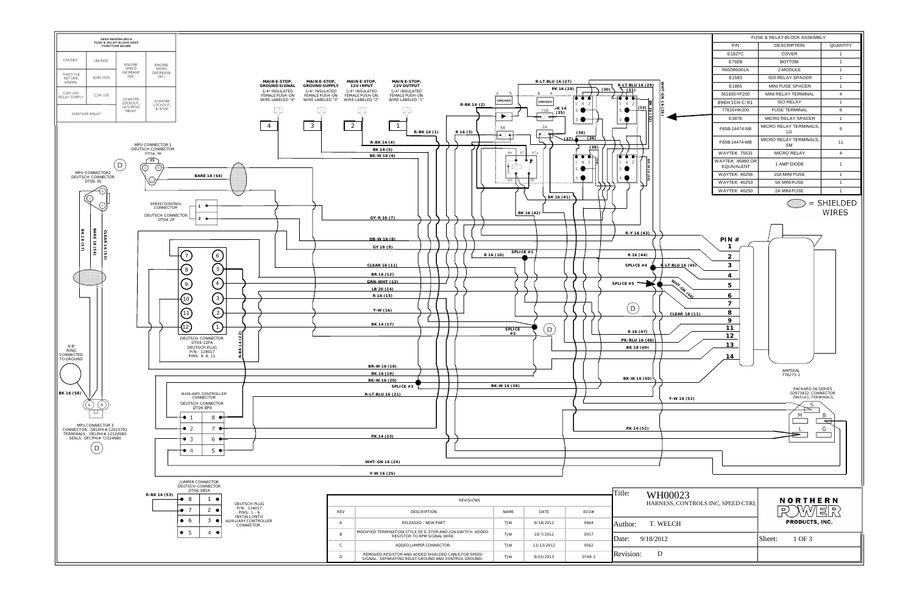| AEES R65096-001A FUSE & RELAY BLOCK ASSY FUNCTION GUIDE | | | |
|---|---|---|---|
| UNUSED | UNUSED | ENGINE SPEED INCREASE (B0) | ENGINE SPEED DECREASE (B1) |
| THROTTLE RETURN SIGNAL | IGNITION | | |
| C3M-100 RELAY SUPPLY | C3M-100 | STARTER LOCKOUT, LATCHING RELAY | STARTER LOCKOUT, E-STOP |
| IGNITION RELAY | | | |

| FUSE & RELAY BLOCK ASSEMBLY | | |
|---|---|---|
| P/N | DESCRIPTION | QUANTITY |
| E1827C | COVER | 1 |
| E792B | BOTTOM | 1 |
| R65096001A | 2-MODULE | 1 |
| E1583 | ISO RELAY SPACER | 1 |
| E1865 | MINI FUSE SPACER | 1 |
| 36183OYF200 | MINI RELAY TERMINAL | 4 |
| 896H-1CH-C-R1 | ISO RELAY | 1 |
| 77816HK200 | FUSE TERMINAL | 8 |
| E387E | MICRO RELAY SPACER | 1 |
| F65B-14474-NB | MICRO RELAY TERMINALS, LG | 9 |
| F65B-14474-MB | MICRO RELAY TERMINALS, SM | 11 |
| WAYTEK 75531 | MICRO RELAY | 4 |
| WAYTEK 46880 OR EQUIVALENT | 1 AMP DIODE | 1 |
| WAYTEK 46256 | 15A MINI FUSE | 1 |
| WAYTEK 46253 | 5A MINI FUSE | 1 |
| WAYTEK 46250 | 2A MINI FUSE | 1 |

= SHIELDED WIRES

MAIN E-STOP, GROUND SIGNAL — 1/4" INSULATED FEMALE PUSH-ON WIRE LABELED "4"
MAIN E-STOP, GROUND SUPPLY — 1/4" INSULATED FEMALE PUSH-ON WIRE LABELED "3"
MAIN E-STOP, 12V INPUT — 1/4" INSULATED FEMALE PUSH-ON WIRE LABELED "2"
MAIN E-STOP, 12V OUTPUT — 1/4" INSULATED FEMALE PUSH-ON WIRE LABELED "1"

MPU CONNECTOR 1 DEUTSCH CONNECTOR DT04-3P

MPU CONNECTOR2 DEUTSCH CONNECTOR DT06-3S

SPEED CONTROL CONNECTOR
DEUTSCH CONNECTOR DT04-2P

DEUTSCH CONNECTOR DT04-12PA
DEUTSCH PLUG P/N: 114017
PINS: 9, 6, 11

AUXILIARY CONTROLLER CONNECTOR
DEUTSCH CONNECTOR DT04-8PA

3/8" RING CONNECTED TO GROUND

MPU CONNECTOR 3
CONNECTOR: DELPHI# 12015792
TERMINALS: DELPHI# 12124580
SEALS: DELPHI# 15324980

JUMPER CONNECTOR DEUTSCH CONNECTOR DT06-08SA

DEUTSCH PLUG P/N: 114017 PINS: 1 - 6 INSTALL ONTO AUXILIARY CONTROLLER CONNECTOR.

AMPSEAL 776273-2

PACKARD 56 SERIES 02973422, CONNECTOR 2965142, TERMINALS.

Wires: R-BK 14 (1), R-BK 14 (2), R 16 (3), R-BK 14 (4), BK 14 (5), BK-W 16 (6), GY-R 16 (7), DB-W 16 (8), GY 16 (9), R 16 (10), CLEAR 16 (11), BR 16 (12), GRN-WHT (13), LB 20 (14), R 14 (15), Y-W (16), BK 14 (17), BR-W 16 (18), BK 16 (19), BK-W 16 (20), R-LT BLU 16 (21), R-BK 14 (22), PK 14 (23), WHT-GN 16 (24), Y-W 16 (25), WHT-GN 16 (26), R-LT BLU 16 (27), PK 16 (28), R-LT BLU 16 (29), (30), (31), BK 16 (32), (33), K 14 (34), (35), (36), (37), (38), BK 16 (41), BK 16 (42), R-Y 16 (43), R 16 (44), R-LT BLU 16 (45), WHT-GN (46), R 16 (47), PK-BLU 16 (48), BK 18 (49), BK-W 16 (50), Y-W 16 (51), PK 14 (52), R-BK 14 (53), BARE 18 (54), CLEAR 16 (55), BARE 18 (56), BK 18 (57), BK 16 (58), BK-W 16 (38), CLEAR 18 (11), BK-W 16 (40)

SPLICE #1, SPLICE #2, SPLICE #3, SPLICE #4, SPLICE #5

PIN #: 1, 2, 3, 4, 5, 6, 7, 8, 9, 11, 12, 13, 14

| REVISIONS | | | | |
|---|---|---|---|---|
| REV | DESCRIPTION | NAME | DATE | ECO# |
| A | RELEASED - NEW PART | TJW | 9/18/2012 | 0464 |
| B | MODIFIED TERMINATION STYLE OF E-STOP AND IGN SWITCH. ADDED RESISTOR TO RPM SIGNAL WIRE. | TJW | 10/7/2012 | 0557 |
| C | ADDED JUMPER CONNECTOR. | TJW | 11/13/2012 | 0562 |
| D | REMOVED RESISTOR AND ADDED SHIELDED CABLE FOR SPEED SIGNAL. SEPARATING RELAY GROUND AND CONTROL GROUND. | TJW | 9/25/2013 | 0749-1 |

Title: WH00023 HARNESS, CONTROLS INC, SPEED CTRL
Author: T. WELCH
Date: 9/18/2012
Revision: D

NORTHERN POWER PRODUCTS, INC.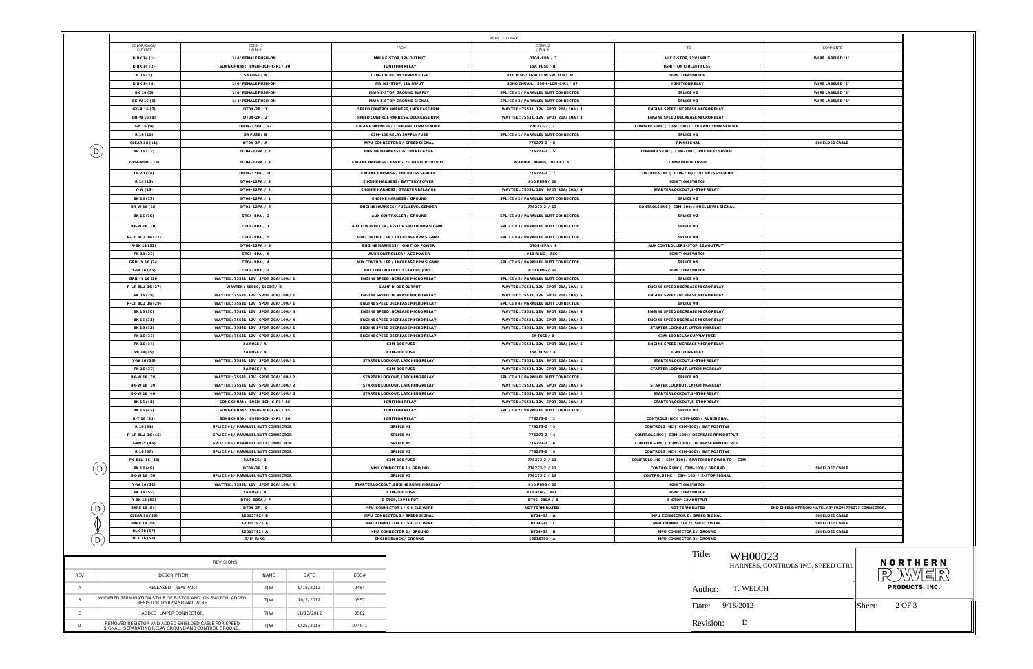## WIRE CUT CHART

| COLOR/GAGE/ CIRCUIT | CONN 1 / PIN # | FROM | CONN 2 / PIN # | TO | COMMENTS |
|---|---|---|---|---|---|
| R-BK 14 (1) | 1/4" FEMALE PUSH-ON | MAIN E-STOP, 12V OUTPUT | DT04-8PA / 7 | AUX E-STOP, 12V INPUT | WIRE LABELED "1" |
| R-BK 14 (2) | SONG CHUAN: 896H-1CH-C-R1 / 30 | IGNITION RELAY | 15A FUSE / B | IGNITION CIRCUIT FUSE | |
| R 16 (3) | 5A FUSE / A | C3M-100 RELAY SUPPLY FUSE | #10 RING/ IGNITION SWITCH / AC | IGNITION SWITCH | |
| R-BK 14 (4) | 1/4" FEMALE PUSH-ON | MAIN E-STOP, 12V INPUT | SONG CHUAN: 896H-1CH-C-R1 / 87 | IGNITION RELAY | WIRE LABELED "2" |
| BK 14 (5) | 1/4" FEMALE PUSH-ON | MAIN E-STOP, GROUND SUPPLY | SPLICE #2 / PARALLEL BUTT CONNECTOR | SPLICE #2 | WIRE LABELED "3" |
| BK-W 16 (6) | 1/4" FEMALE PUSH-ON | MAIN E-STOP, GROUND SIGNAL | SPLICE #3 / PARALLEL BUTT CONNECTOR | SPLICE #3 | WIRE LABELED "4" |
| GY-R 16 (7) | DT04-2P / 1 | SPEED CONTROL HARNESS, INCREASE RPM | WAYTEK: 75531, 12V SPDT 20A/10A / 3 | ENGINE SPEED INCREASE MICRO RELAY | |
| DB-W 16 (8) | DT04-2P / 2 | SPEED CONTROL HARNESS, DECREASE RPM | WAYTEK: 75531, 12V SPDT 20A/10A / 3 | ENGINE SPEED DECREASE MICRO RELAY | |
| GY 16 (9) | DT06-12PA / 12 | ENGINE HARNESS / COOLANT TEMP SENDER | 776273-2 / 2 | CONTROLS INC ( C3M-100) / COOLANT TEMP SENDER | |
| R 16 (10) | 5A FUSE / B | C3M-100 RELAY SUPPLY FUSE | SPLICE #1 / PARALLEL BUTT CONNECTOR | SPLICE #1 | |
| CLEAR 18 (11) | DT06-3P / A | MPU CONNECTOR 1 / SPEED SIGNAL | 776273-2 / 8 | RPM SIGNAL | SHIELDED CABLE |
| BR 16 (12) | DT06-12PA / 7 | ENGINE HARNESS / GLOW RELAY 86 | 776273-2 / 5 | CONTROLS INC ( C3M-100) / PRE HEAT SIGNAL | |
| GRN-WHT (13) | DT06-12PA / 4 | ENGINE HARNESS / ENERGIZE TO STOP OUTPUT | WAYTEK: 46880, DIODE / A | 1 AMP DIODE INPUT | |
| LB 20 (14) | DT06-12PA / 10 | ENGINE HARNESS / OIL PRESS SENDER | 776273-2 / 7 | CONTROLS INC ( C3M-100) / OIL PRESS SENDER | |
| R 14 (15) | DT06-12PA / 3 | ENGINE HARNESS / BATTERY POWER | #10 RING / 30 | IGNITION SWITCH | |
| Y-W (16) | DT06-12PA / 2 | ENGINE HARNESS / STARTER RELAY 86 | WAYTEK: 75531, 12V SPDT 20A/10A / 4 | STARTER LOCKOUT, E-STOP RELAY | |
| BK 14 (17) | DT06-12PA / 1 | ENGINE HARNESS / GROUND | SPLICE #2 / PARALLEL BUTT CONNECTOR | SPLICE #2 | |
| BR-W 16 (18) | DT06-12PA / 8 | ENGINE HARNESS / FUEL LEVEL SENDER | 776273-2 / 13 | CONTROLS INC ( C3M-100) / FUEL LEVEL SIGNAL | |
| BK 16 (19) | DT06-8PA / 2 | AUX CONTROLLER / GROUND | SPLICE #2 / PARALLEL BUTT CONNECTOR | SPLICE #2 | |
| BK-W 16 (20) | DT06-8PA / 1 | AUX CONTROLLER / E-STOP SHUTDOWN SIGNAL | SPLICE #3 / PARALLEL BUTT CONNECTOR | SPLICE #3 | |
| R-LT BLU 16 (21) | DT06-8PA / 5 | AUX CONTROLLER / DECREASE RPM SIGNAL | SPLICE #4 / PARALLEL BUTT CONNECTOR | SPLICE #4 | |
| R-BK 14 (22) | DT06-12PA / 5 | ENGINE HARNESS / IGNITION POWER | DT04-8PA / 8 | AUX CONTROLLER E-STOP, 12V OUTPUT | |
| PK 14 (23) | DT06-8PA / 6 | AUX CONTROLLER / ACC POWER | #10 RING / ACC | IGNITION SWITCH | |
| GRN -Y 16 (24) | DT06-8PA / 4 | AUX CONTROLLER / INCREASE RPM SIGNAL | SPLICE #5 / PARALLEL BUTT CONNECTOR | SPLICE #5 | |
| Y-W 16 (25) | DT06-8PA / 3 | AUX CONTROLLER / START REQUEST | #10 RING / 50 | IGNITION SWITCH | |
| GRN -Y 16 (26) | WAYTEK: 75531, 12V SPDT 20A/10A / 2 | ENGINE SPEED INCREASE MICRO RELAY | SPLICE #5 / PARALLEL BUTT CONNECTOR | SPLICE #5 | |
| R-LT BLU 16 (27) | WAYTEK: 46880, DIODE / B | 1 AMP DIODE OUTPUT | WAYTEK: 75531, 12V SPDT 20A/10A / 1 | ENGINE SPEED DECREASE MICRO RELAY | |
| PK 16 (28) | WAYTEK: 75531, 12V SPDT 20A/10A / 1 | ENGINE SPEED INCREASE MICRO RELAY | WAYTEK: 75531, 12V SPDT 20A/10A / 5 | ENGINE SPEED DECREASE MICRO RELAY | |
| R-LT BLU 16 (29) | WAYTEK: 75531, 12V SPDT 20A/10A / 1 | ENGINE SPEED DECREASE MICRO RELAY | SPLICE #4 / PARALLEL BUTT CONNECTOR | SPLICE #4 | |
| BK 16 (30) | WAYTEK: 75531, 12V SPDT 20A/10A / 4 | ENGINE SPEED INCREASE MICRO RELAY | WAYTEK: 75531, 12V SPDT 20A/10A / 4 | ENGINE SPEED DECREASE MICRO RELAY | |
| BK 16 (31) | WAYTEK: 75531, 12V SPDT 20A/10A / 4 | ENGINE SPEED DECREASE MICRO RELAY | WAYTEK: 75531, 12V SPDT 20A/10A / 2 | ENGINE SPEED DECREASE MICRO RELAY | |
| BK 16 (32) | WAYTEK: 75531, 12V SPDT 20A/10A / 2 | ENGINE SPEED DECREASE MICRO RELAY | WAYTEK: 75531, 12V SPDT 20A/10A / 3 | STARTER LOCKOUT, LATCHING RELAY | |
| PK 16 (33) | WAYTEK: 75531, 12V SPDT 20A/10A / 5 | ENGINE SPEED DECREASE MICRO RELAY | 5A FUSE / B | C3M-100 RELAY SUPPLY FUSE | |
| PK 16 (34) | 2A FUSE / A | C3M-100 FUSE | WAYTEK: 75531, 12V SPDT 20A/10A / 5 | ENGINE SPEED INCREASE MICRO RELAY | |
| PK 14(35) | 2A FUSE / A | C3M-100 FUSE | 15A FUSE / A | IGNITION RELAY | |
| Y-W 16 (36) | WAYTEK: 75531, 12V SPDT 20A/10A / 1 | STARTER LOCKOUT, LATCHING RELAY | WAYTEK: 75531, 12V SPDT 20A/10A / 1 | STARTER LOCKOUT, E-STOP RELAY | |
| PK 16 (37) | 2A FUSE / A | C3M-100 FUSE | WAYTEK: 75531, 12V SPDT 20A/10A / 1 | STARTER LOCKOUT, LATCHING RELAY | |
| BK-W 16 (38) | WAYTEK: 75531, 12V SPDT 20A/10A / 2 | STARTER LOCKOUT, LATCHING RELAY | SPLICE #3 / PARALLEL BUTT CONNECTOR | SPLICE #3 | |
| BK-W 16 (39) | WAYTEK: 75531, 12V SPDT 20A/10A / 2 | STARTER LOCKOUT, LATCHING RELAY | WAYTEK: 75531, 12V SPDT 20A/10A / 5 | STARTER LOCKOUT, LATCHING RELAY | |
| BK-W 16 (40) | WAYTEK: 75531, 12V SPDT 20A/10A / 5 | STARTER LOCKOUT, LATCHING RELAY | WAYTEK: 75531, 12V SPDT 20A/10A / 2 | STARTER LOCKOUT, E-STOP RELAY | |
| BK 16 (41) | SONG CHUAN: 896H-1CH-C-R1 / 85 | IGNITION RELAY | WAYTEK: 75531, 12V SPDT 20A/10A / 3 | STARTER LOCKOUT, E-STOP RELAY | |
| BK 16 (42) | SONG CHUAN: 896H-1CH-C-R1 / 85 | IGNITION RELAY | SPLICE #2 / PARALLEL BUTT CONNECTOR | SPLICE #2 | |
| R-Y 16 (43) | SONG CHUAN: 896H-1CH-C-R1 / 86 | IGNITION RELAY | 776273-2 / 1 | CONTROLS INC ( C3M-100) / RUN SIGNAL | |
| R 16 (44) | SPLICE #1 / PARALLEL BUTT CONNECTOR | SPLICE #1 | 776273-2 / 3 | CONTROLS INC ( C3M-100) / BAT POSITIVE | |
| R-LT BLU 16 (45) | SPLICE #4 / PARALLEL BUTT CONNECTOR | SPLICE #4 | 776273-2 / 4 | CONTROLS INC ( C3M-100) / DECREASE RPM OUTPUT | |
| GRN-Y (46) | SPLICE #5 / PARALLEL BUTT CONNECTOR | SPLICE #5 | 776273-2 / 6 | CONTROLS INC ( C3M-100) / INCREASE RPM OUTPUT | |
| R 16 (47) | SPLICE #1 / PARALLEL BUTT CONNECTOR | SPLICE #1 | 776273-2 / 9 | CONTROLS INC ( C3M-100) / BAT POSITIVE | |
| PK-BLU 16 (48) | 2A FUSE / B | C3M-100 FUSE | 776273-2 / 11 | CONTROLS INC ( C3M-100) / SWITCHED POWER TO C3M | |
| BK 18 (49) | DT06-3P / B | MPU CONNECTOR 1 / GROUND | 776273-2 / 12 | CONTROLS INC ( C3M-100) / GROUND | SHIELDED CABLE |
| BK-W 16 (50) | SPLICE #3 / PARALLEL BUTT CONNECTOR | SPLICE #3 | 776273-2 / 14 | CONTROLS INC ( C3M-100) / E-STOP SIGNAL | |
| Y-W 16 (51) | WAYTEK: 75531, 12V SPDT 20A/10A / 3 | STARTER LOCKOUT, ENGINE RUNNING RELAY | #10 RING / 50 | IGNITION SWITCH | |
| PK 14 (52) | 2A FUSE / A | C3M-100 FUSE | #10 RING / ACC | IGNITION SWITCH | |
| R-BK 14 (53) | DT06-08SA / 7 | E-STOP, 12V INPUT | DT06-08SA / 8 | E-STOP, 12V OUTPUT | |
| BARE 18 (54) | DT06-3P / C | MPU CONNECTOR 1 / SHIELD WIRE | NOT TERMINATED | NOT TERMINATED | END SHIELD APPROXIMATELY 3" FROM 776273 CONNECTOR. |
| CLEAR 18 (55) | 12015792 / B | MPU CONNECTOR 3 / SPEED SIGNAL | DT04-3S / A | MPU CONNECTOR 2 / SPEED SIGNAL | SHIELDED CABLE |
| BARE 18 (56) | 12015792 / A | MPU CONNECTOR 3 / SHIELD WIRE | DT04-3S / C | MPU CONNECTOR 2 / SHIELD WIRE | SHIELDED CABLE |
| BLK 18 (57) | 12015792 / A | MPU CONNECTOR 3 / GROUND | DT04-3S / B | MPU CONNECTOR 2 / GROUND | SHIELDED CABLE |
| BLK 16 (58) | 3/8" RING | ENGINE BLOCK / GROUND | 12015792 / A | MPU CONNECTOR 3 / GROUND | |

## REVISIONS

| REV | DESCRIPTION | NAME | DATE | ECO# |
|---|---|---|---|---|
| A | RELEASED - NEW PART | TJW | 9/18/2012 | 0464 |
| B | MODIFIED TERMINATION STYLE OF E-STOP AND IGN SWITCH. ADDED RESISTOR TO RPM SIGNAL WIRE. | TJW | 10/7/2012 | 0557 |
| C | ADDED JUMPER CONNECTOR. | TJW | 11/13/2012 | 0562 |
| D | REMOVED RESISTOR AND ADDED SHIELDED CABLE FOR SPEED SIGNAL. SEPARATING RELAY GROUND AND CONTROL GROUND. | TJW | 9/25/2013 | 0749-1 |

Title: WH00023
HARNESS, CONTROLS INC, SPEED CTRL

Author: T. WELCH

Date: 9/18/2012

Revision: D

Sheet: 2 OF 3

NORTHERN POWER PRODUCTS, INC.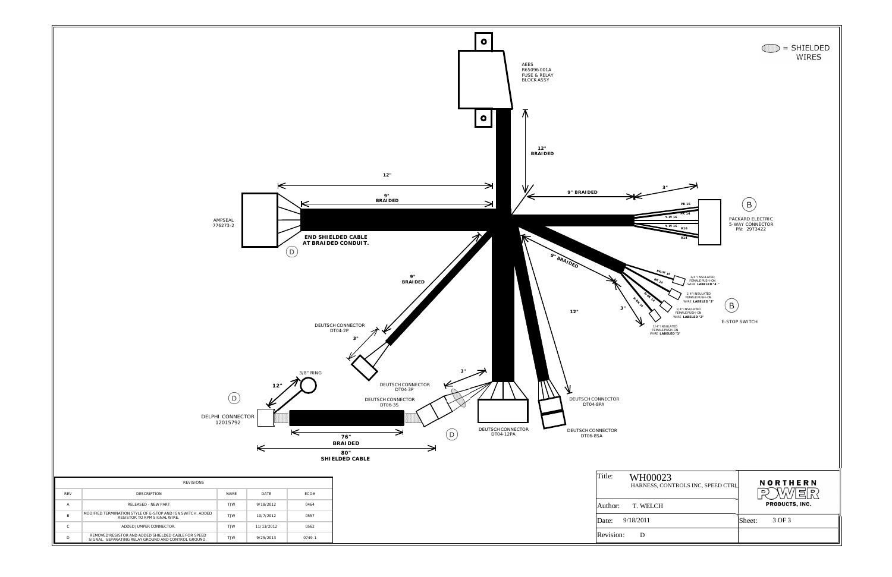= SHIELDED WIRES

AEES
R65096-001A
FUSE & RELAY
BLOCK ASSY

12"
BRAIDED

12"

9"
BRAIDED

AMPSEAL
776273-2

END SHIELDED CABLE
AT BRAIDED CONDUIT.

D

9" BRAIDED

3"

PK 16
PK 14
Y-W 16
Y-W 16
R16
R14

B

PACKARD ELECTRIC
5-WAY CONNECTOR
PN: 2973422

9" BRAIDED

BK-W 16
BK 14
R-BK 14
R-BK 14

1/4" INSULATED FEMALE PUSH-ON WIRE LABELED "4"

1/4" INSULATED FEMALE PUSH-ON WIRE LABELED "3"

1/4" INSULATED FEMALE PUSH-ON WIRE LABELED "2"

1/4" INSULATED FEMALE PUSH-ON WIRE LABELED "1"

B

E-STOP SWITCH

3"

12"

9"
BRAIDED

DEUTSCH CONNECTOR
DT04-2P

3"

3/8" RING

12"

D

DELPHI CONNECTOR
12015792

3"

DEUTSCH CONNECTOR
DT04-3P

DEUTSCH CONNECTOR
DT06-3S

D

76"
BRAIDED

80"
SHIELDED CABLE

DEUTSCH CONNECTOR
DT04-12PA

DEUTSCH CONNECTOR
DT04-8PA

DEUTSCH CONNECTOR
DT06-8SA

| REVISIONS | | | | |
|---|---|---|---|---|
| REV | DESCRIPTION | NAME | DATE | ECO# |
| A | RELEASED - NEW PART | TJW | 9/18/2012 | 0464 |
| B | MODIFIED TERMINATION STYLE OF E-STOP AND IGN SWITCH. ADDED RESISTOR TO RPM SIGNAL WIRE. | TJW | 10/7/2012 | 0557 |
| C | ADDED JUMPER CONNECTOR. | TJW | 11/13/2012 | 0562 |
| D | REMOVED RESISTOR AND ADDED SHIELDED CABLE FOR SPEED SIGNAL. SEPARATING RELAY GROUND AND CONTROL GROUND. | TJW | 9/25/2013 | 0749-1 |

| | |
|---|---|
| Title: | WH00023 HARNESS, CONTROLS INC, SPEED CTRL |
| Author: | T. WELCH |
| Date: | 9/18/2011 |
| Revision: | D |

NORTHERN POWER PRODUCTS, INC.

Sheet: 3 OF 3